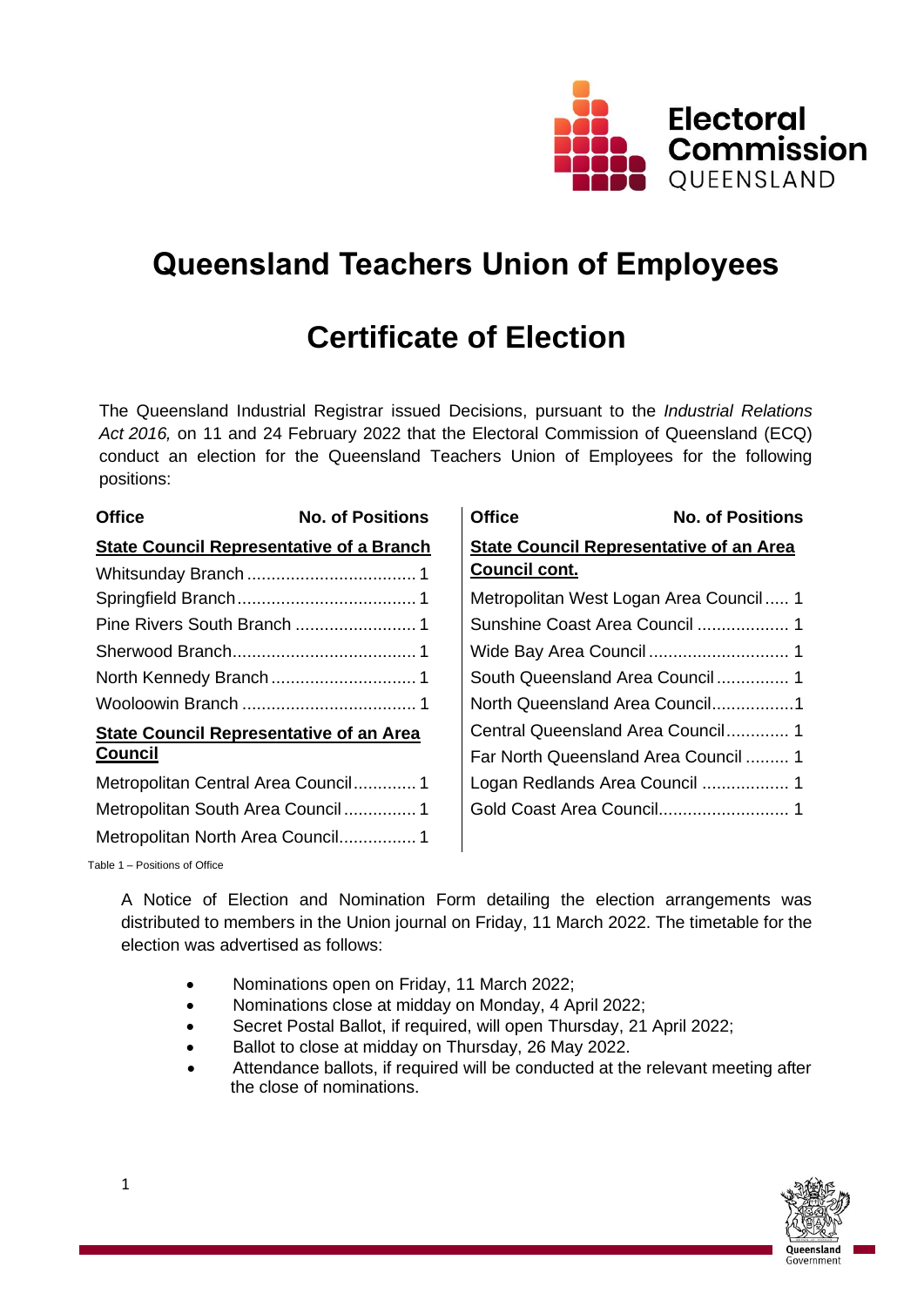# Queensland Teachers Union of Employees

# Certificate of Election

The Queensland Industrial Registrar issued Decisions, pursuant to the *Industrial Relations Act 2016,* on 11 and 24 February 2022 that the Electoral Commission of Queensland (ECQ) conduct an election for the Queensland Teachers Union of Employees for the following positions:

| Office | No. of Positions |
| --- | --- |
| **State Council Representative of a Branch** | |
| Whitsunday Branch | 1 |
| Springfield Branch | 1 |
| Pine Rivers South Branch | 1 |
| Sherwood Branch | 1 |
| North Kennedy Branch | 1 |
| Wooloowin Branch | 1 |
| **State Council Representative of an Area Council** | |
| Metropolitan Central Area Council | 1 |
| Metropolitan South Area Council | 1 |
| Metropolitan North Area Council | 1 |
| Metropolitan West Logan Area Council | 1 |
| Sunshine Coast Area Council | 1 |
| Wide Bay Area Council | 1 |
| South Queensland Area Council | 1 |
| North Queensland Area Council | 1 |
| Central Queensland Area Council | 1 |
| Far North Queensland Area Council | 1 |
| Logan Redlands Area Council | 1 |
| Gold Coast Area Council | 1 |

Table 1 – Positions of Office

A Notice of Election and Nomination Form detailing the election arrangements was distributed to members in the Union journal on Friday, 11 March 2022. The timetable for the election was advertised as follows:

- Nominations open on Friday, 11 March 2022;
- Nominations close at midday on Monday, 4 April 2022;
- Secret Postal Ballot, if required, will open Thursday, 21 April 2022;
- Ballot to close at midday on Thursday, 26 May 2022.
- Attendance ballots, if required will be conducted at the relevant meeting after the close of nominations.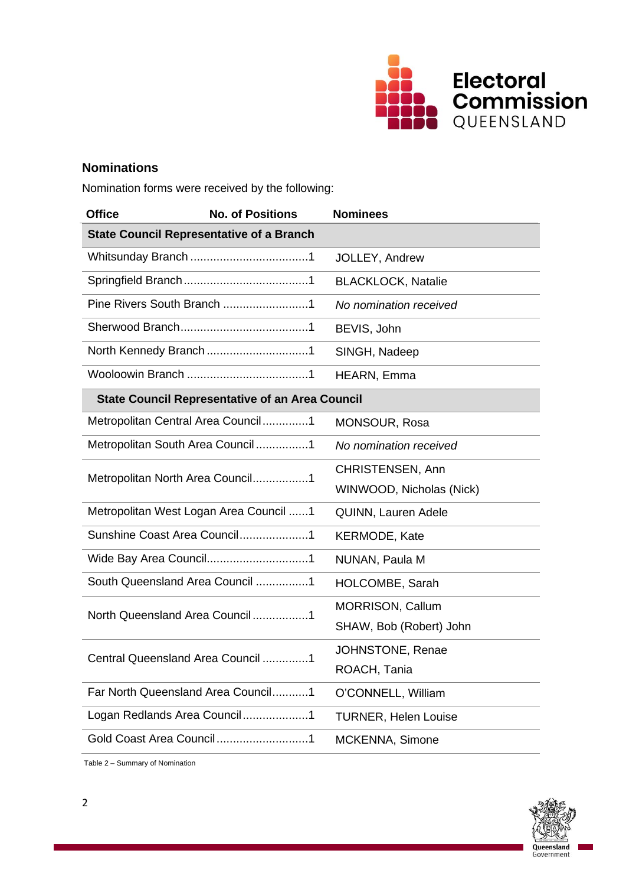## Nominations

Nomination forms were received by the following:

| Office | No. of Positions | Nominees |
|---|---|---|
| **State Council Representative of a Branch** | | |
| Whitsunday Branch | 1 | JOLLEY, Andrew |
| Springfield Branch | 1 | BLACKLOCK, Natalie |
| Pine Rivers South Branch | 1 | *No nomination received* |
| Sherwood Branch | 1 | BEVIS, John |
| North Kennedy Branch | 1 | SINGH, Nadeep |
| Wooloowin Branch | 1 | HEARN, Emma |
| **State Council Representative of an Area Council** | | |
| Metropolitan Central Area Council | 1 | MONSOUR, Rosa |
| Metropolitan South Area Council | 1 | *No nomination received* |
| Metropolitan North Area Council | 1 | CHRISTENSEN, Ann<br>WINWOOD, Nicholas (Nick) |
| Metropolitan West Logan Area Council | 1 | QUINN, Lauren Adele |
| Sunshine Coast Area Council | 1 | KERMODE, Kate |
| Wide Bay Area Council | 1 | NUNAN, Paula M |
| South Queensland Area Council | 1 | HOLCOMBE, Sarah |
| North Queensland Area Council | 1 | MORRISON, Callum<br>SHAW, Bob (Robert) John |
| Central Queensland Area Council | 1 | JOHNSTONE, Renae<br>ROACH, Tania |
| Far North Queensland Area Council | 1 | O'CONNELL, William |
| Logan Redlands Area Council | 1 | TURNER, Helen Louise |
| Gold Coast Area Council | 1 | MCKENNA, Simone |

Table 2 – Summary of Nomination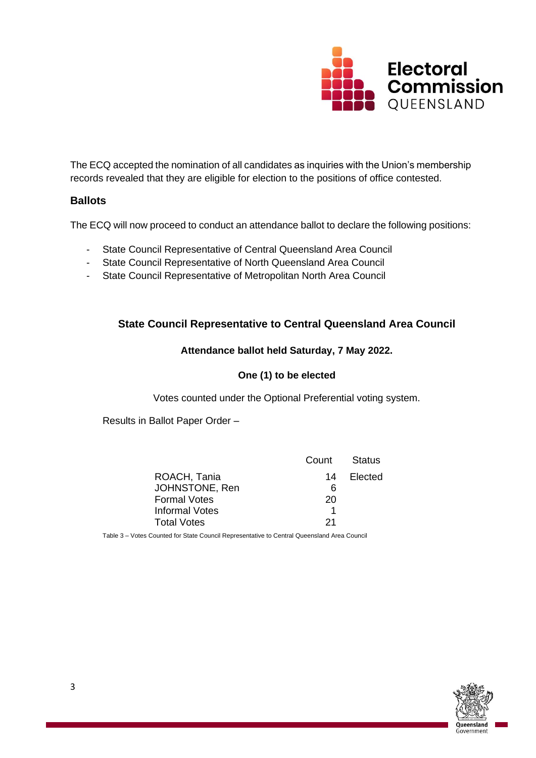The ECQ accepted the nomination of all candidates as inquiries with the Union's membership records revealed that they are eligible for election to the positions of office contested.

## Ballots

The ECQ will now proceed to conduct an attendance ballot to declare the following positions:

- State Council Representative of Central Queensland Area Council
- State Council Representative of North Queensland Area Council
- State Council Representative of Metropolitan North Area Council

### State Council Representative to Central Queensland Area Council

**Attendance ballot held Saturday, 7 May 2022.**

**One (1) to be elected**

Votes counted under the Optional Preferential voting system.

Results in Ballot Paper Order –

| | Count | Status |
|---|---|---|
| ROACH, Tania | 14 | Elected |
| JOHNSTONE, Ren | 6 | |
| Formal Votes | 20 | |
| Informal Votes | 1 | |
| Total Votes | 21 | |

Table 3 – Votes Counted for State Council Representative to Central Queensland Area Council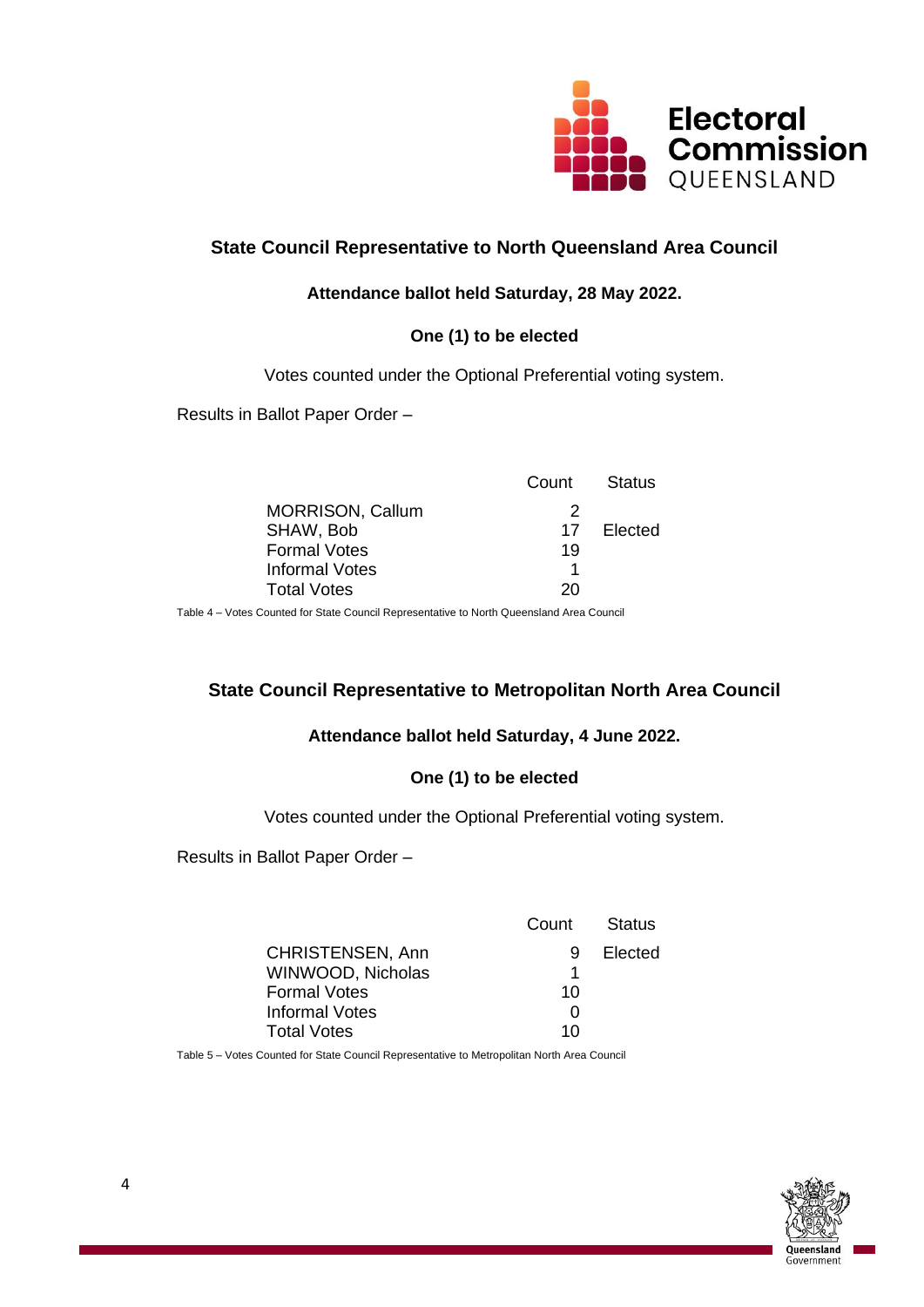### State Council Representative to North Queensland Area Council

**Attendance ballot held Saturday, 28 May 2022.**

**One (1) to be elected**

Votes counted under the Optional Preferential voting system.

Results in Ballot Paper Order –

| | Count | Status |
|---|---|---|
| MORRISON, Callum | 2 | |
| SHAW, Bob | 17 | Elected |
| Formal Votes | 19 | |
| Informal Votes | 1 | |
| Total Votes | 20 | |

Table 4 – Votes Counted for State Council Representative to North Queensland Area Council

### State Council Representative to Metropolitan North Area Council

**Attendance ballot held Saturday, 4 June 2022.**

**One (1) to be elected**

Votes counted under the Optional Preferential voting system.

Results in Ballot Paper Order –

| | Count | Status |
|---|---|---|
| CHRISTENSEN, Ann | 9 | Elected |
| WINWOOD, Nicholas | 1 | |
| Formal Votes | 10 | |
| Informal Votes | 0 | |
| Total Votes | 10 | |

Table 5 – Votes Counted for State Council Representative to Metropolitan North Area Council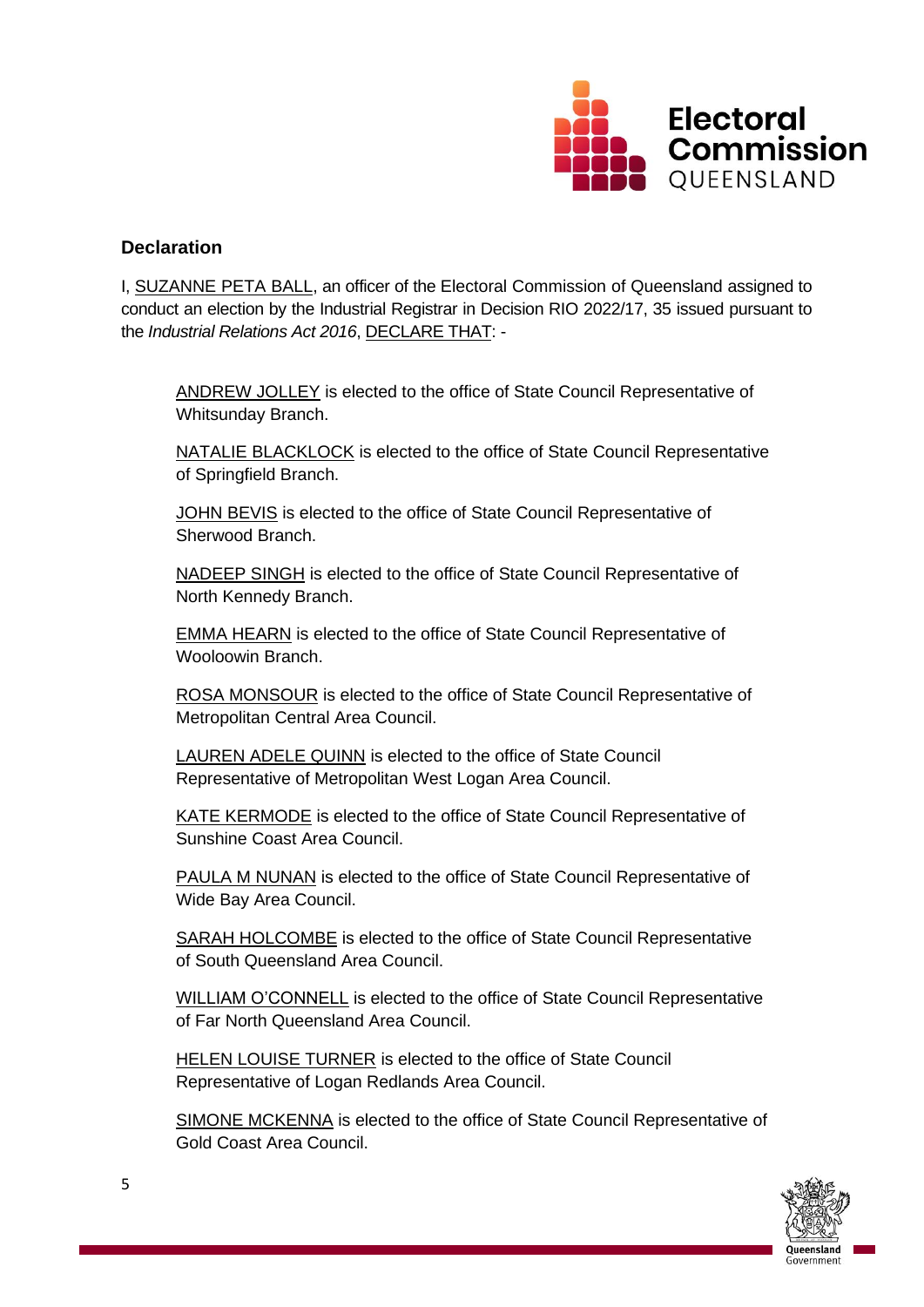## Declaration

I, SUZANNE PETA BALL, an officer of the Electoral Commission of Queensland assigned to conduct an election by the Industrial Registrar in Decision RIO 2022/17, 35 issued pursuant to the *Industrial Relations Act 2016*, DECLARE THAT: -

ANDREW JOLLEY is elected to the office of State Council Representative of Whitsunday Branch.

NATALIE BLACKLOCK is elected to the office of State Council Representative of Springfield Branch.

JOHN BEVIS is elected to the office of State Council Representative of Sherwood Branch.

NADEEP SINGH is elected to the office of State Council Representative of North Kennedy Branch.

EMMA HEARN is elected to the office of State Council Representative of Wooloowin Branch.

ROSA MONSOUR is elected to the office of State Council Representative of Metropolitan Central Area Council.

LAUREN ADELE QUINN is elected to the office of State Council Representative of Metropolitan West Logan Area Council.

KATE KERMODE is elected to the office of State Council Representative of Sunshine Coast Area Council.

PAULA M NUNAN is elected to the office of State Council Representative of Wide Bay Area Council.

SARAH HOLCOMBE is elected to the office of State Council Representative of South Queensland Area Council.

WILLIAM O'CONNELL is elected to the office of State Council Representative of Far North Queensland Area Council.

HELEN LOUISE TURNER is elected to the office of State Council Representative of Logan Redlands Area Council.

SIMONE MCKENNA is elected to the office of State Council Representative of Gold Coast Area Council.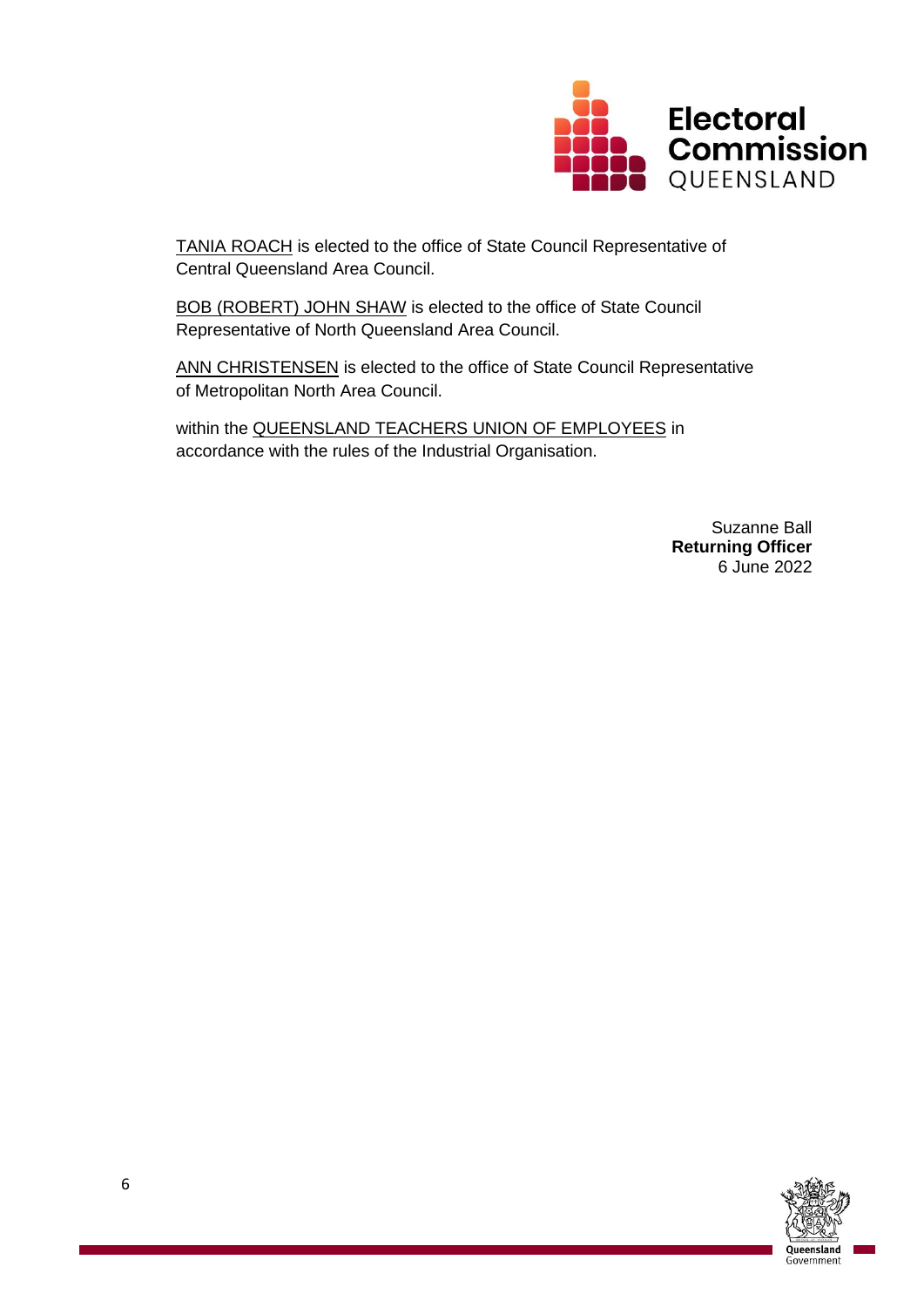TANIA ROACH is elected to the office of State Council Representative of Central Queensland Area Council.

BOB (ROBERT) JOHN SHAW is elected to the office of State Council Representative of North Queensland Area Council.

ANN CHRISTENSEN is elected to the office of State Council Representative of Metropolitan North Area Council.

within the QUEENSLAND TEACHERS UNION OF EMPLOYEES in accordance with the rules of the Industrial Organisation.

Suzanne Ball
**Returning Officer**
6 June 2022